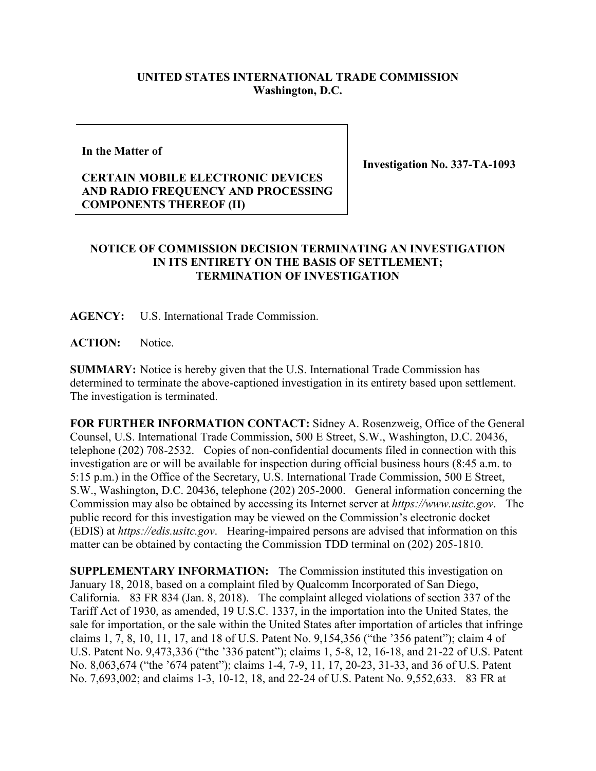**UNITED STATES INTERNATIONAL TRADE COMMISSION**
**Washington, D.C.**

| **In the Matter of**<br><br>**CERTAIN MOBILE ELECTRONIC DEVICES AND RADIO FREQUENCY AND PROCESSING COMPONENTS THEREOF (II)** | **Investigation No. 337-TA-1093** |
| --- | --- |

**NOTICE OF COMMISSION DECISION TERMINATING AN INVESTIGATION IN ITS ENTIRETY ON THE BASIS OF SETTLEMENT; TERMINATION OF INVESTIGATION**

**AGENCY:** U.S. International Trade Commission.

**ACTION:** Notice.

**SUMMARY:** Notice is hereby given that the U.S. International Trade Commission has determined to terminate the above-captioned investigation in its entirety based upon settlement. The investigation is terminated.

**FOR FURTHER INFORMATION CONTACT:** Sidney A. Rosenzweig, Office of the General Counsel, U.S. International Trade Commission, 500 E Street, S.W., Washington, D.C. 20436, telephone (202) 708-2532. Copies of non-confidential documents filed in connection with this investigation are or will be available for inspection during official business hours (8:45 a.m. to 5:15 p.m.) in the Office of the Secretary, U.S. International Trade Commission, 500 E Street, S.W., Washington, D.C. 20436, telephone (202) 205-2000. General information concerning the Commission may also be obtained by accessing its Internet server at *https://www.usitc.gov*. The public record for this investigation may be viewed on the Commission's electronic docket (EDIS) at *https://edis.usitc.gov*. Hearing-impaired persons are advised that information on this matter can be obtained by contacting the Commission TDD terminal on (202) 205-1810.

**SUPPLEMENTARY INFORMATION:** The Commission instituted this investigation on January 18, 2018, based on a complaint filed by Qualcomm Incorporated of San Diego, California. 83 FR 834 (Jan. 8, 2018). The complaint alleged violations of section 337 of the Tariff Act of 1930, as amended, 19 U.S.C. 1337, in the importation into the United States, the sale for importation, or the sale within the United States after importation of articles that infringe claims 1, 7, 8, 10, 11, 17, and 18 of U.S. Patent No. 9,154,356 ("the '356 patent"); claim 4 of U.S. Patent No. 9,473,336 ("the '336 patent"); claims 1, 5-8, 12, 16-18, and 21-22 of U.S. Patent No. 8,063,674 ("the '674 patent"); claims 1-4, 7-9, 11, 17, 20-23, 31-33, and 36 of U.S. Patent No. 7,693,002; and claims 1-3, 10-12, 18, and 22-24 of U.S. Patent No. 9,552,633. 83 FR at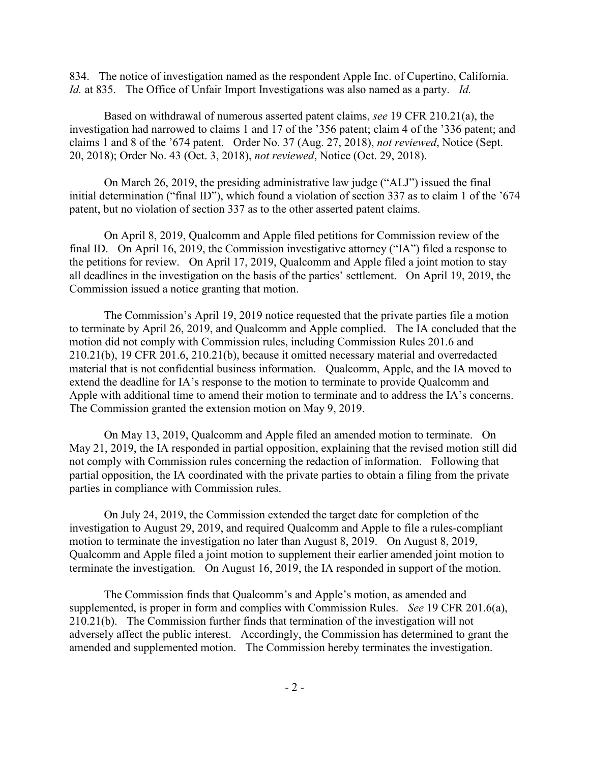834. The notice of investigation named as the respondent Apple Inc. of Cupertino, California. *Id.* at 835. The Office of Unfair Import Investigations was also named as a party. *Id.*

Based on withdrawal of numerous asserted patent claims, *see* 19 CFR 210.21(a), the investigation had narrowed to claims 1 and 17 of the '356 patent; claim 4 of the '336 patent; and claims 1 and 8 of the '674 patent. Order No. 37 (Aug. 27, 2018), *not reviewed*, Notice (Sept. 20, 2018); Order No. 43 (Oct. 3, 2018), *not reviewed*, Notice (Oct. 29, 2018).

On March 26, 2019, the presiding administrative law judge ("ALJ") issued the final initial determination ("final ID"), which found a violation of section 337 as to claim 1 of the '674 patent, but no violation of section 337 as to the other asserted patent claims.

On April 8, 2019, Qualcomm and Apple filed petitions for Commission review of the final ID. On April 16, 2019, the Commission investigative attorney ("IA") filed a response to the petitions for review. On April 17, 2019, Qualcomm and Apple filed a joint motion to stay all deadlines in the investigation on the basis of the parties' settlement. On April 19, 2019, the Commission issued a notice granting that motion.

The Commission's April 19, 2019 notice requested that the private parties file a motion to terminate by April 26, 2019, and Qualcomm and Apple complied. The IA concluded that the motion did not comply with Commission rules, including Commission Rules 201.6 and 210.21(b), 19 CFR 201.6, 210.21(b), because it omitted necessary material and overredacted material that is not confidential business information. Qualcomm, Apple, and the IA moved to extend the deadline for IA's response to the motion to terminate to provide Qualcomm and Apple with additional time to amend their motion to terminate and to address the IA's concerns. The Commission granted the extension motion on May 9, 2019.

On May 13, 2019, Qualcomm and Apple filed an amended motion to terminate. On May 21, 2019, the IA responded in partial opposition, explaining that the revised motion still did not comply with Commission rules concerning the redaction of information. Following that partial opposition, the IA coordinated with the private parties to obtain a filing from the private parties in compliance with Commission rules.

On July 24, 2019, the Commission extended the target date for completion of the investigation to August 29, 2019, and required Qualcomm and Apple to file a rules-compliant motion to terminate the investigation no later than August 8, 2019. On August 8, 2019, Qualcomm and Apple filed a joint motion to supplement their earlier amended joint motion to terminate the investigation. On August 16, 2019, the IA responded in support of the motion.

The Commission finds that Qualcomm's and Apple's motion, as amended and supplemented, is proper in form and complies with Commission Rules. *See* 19 CFR 201.6(a), 210.21(b). The Commission further finds that termination of the investigation will not adversely affect the public interest. Accordingly, the Commission has determined to grant the amended and supplemented motion. The Commission hereby terminates the investigation.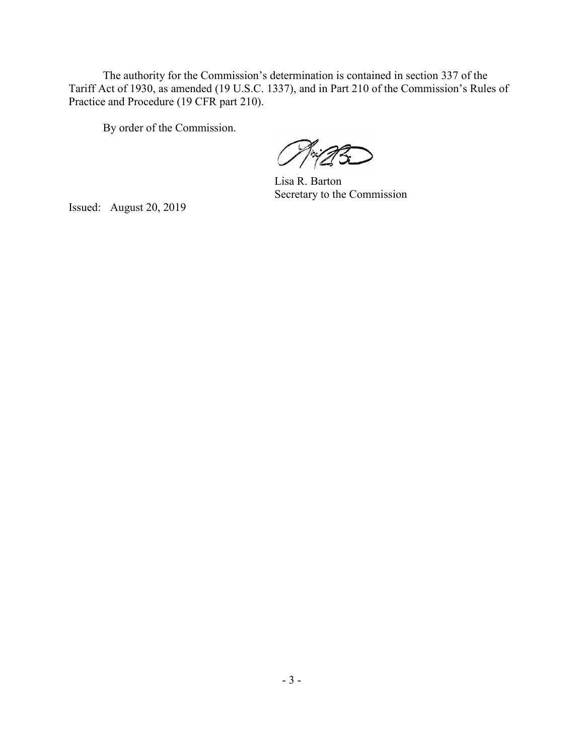The authority for the Commission's determination is contained in section 337 of the Tariff Act of 1930, as amended (19 U.S.C. 1337), and in Part 210 of the Commission's Rules of Practice and Procedure (19 CFR part 210).

By order of the Commission.

Lisa R. Barton
Secretary to the Commission

Issued: August 20, 2019